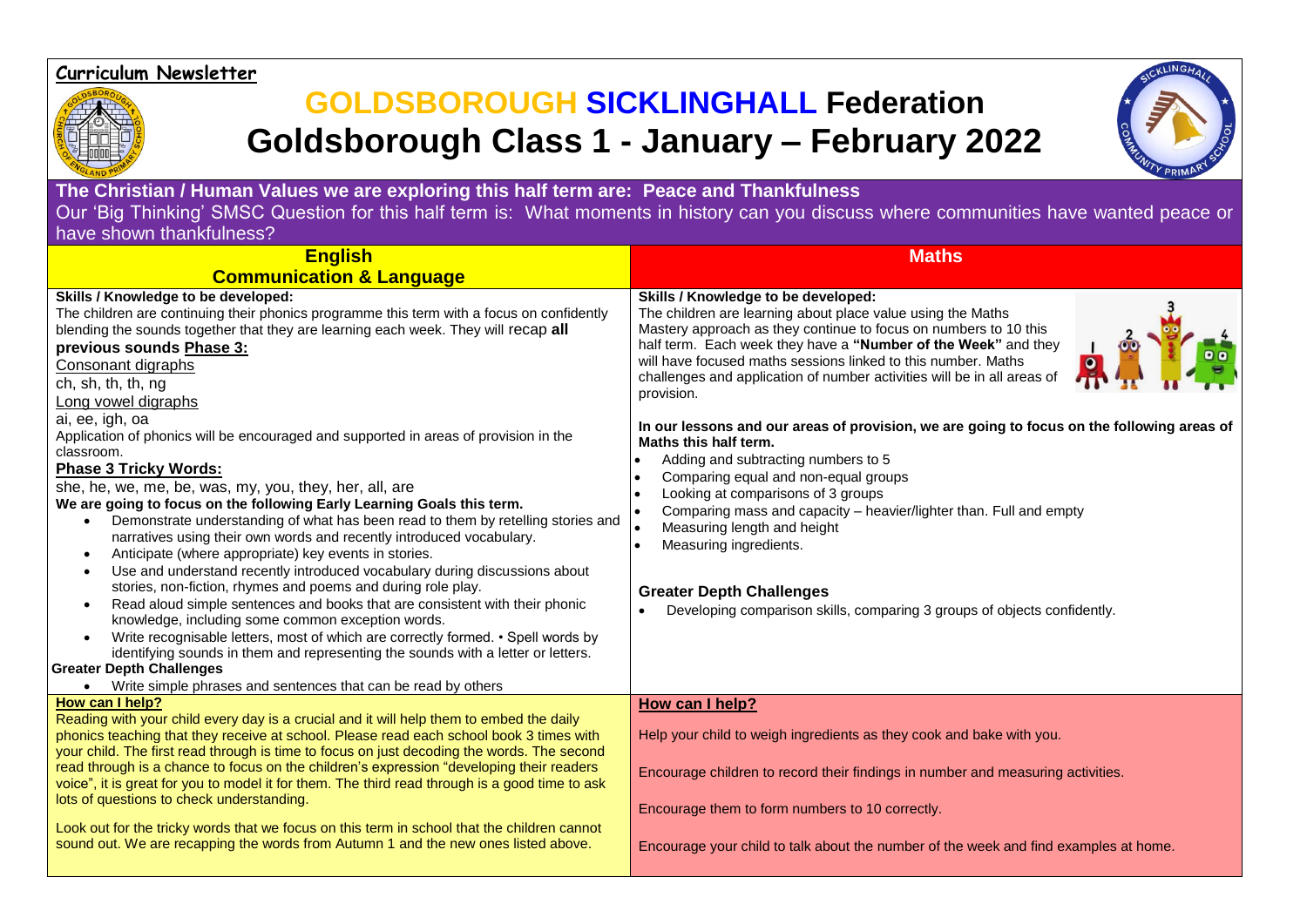**Curriculum Newsletter**

# GOLDSBOROUGH SICKLINGHALL Federation
# Goldsborough Class 1 - January – February 2022

**The Christian / Human Values we are exploring this half term are: Peace and Thankfulness**

Our 'Big Thinking' SMSC Question for this half term is: What moments in history can you discuss where communities have wanted peace or have shown thankfulness?

## English
## Communication & Language

**Skills / Knowledge to be developed:**

The children are continuing their phonics programme this term with a focus on confidently blending the sounds together that they are learning each week. They will recap **all previous sounds Phase 3:**

Consonant digraphs

ch, sh, th, th, ng

Long vowel digraphs

ai, ee, igh, oa

Application of phonics will be encouraged and supported in areas of provision in the classroom.

**Phase 3 Tricky Words:**

she, he, we, me, be, was, my, you, they, her, all, are

**We are going to focus on the following Early Learning Goals this term.**

- Demonstrate understanding of what has been read to them by retelling stories and narratives using their own words and recently introduced vocabulary.
- Anticipate (where appropriate) key events in stories.
- Use and understand recently introduced vocabulary during discussions about stories, non-fiction, rhymes and poems and during role play.
- Read aloud simple sentences and books that are consistent with their phonic knowledge, including some common exception words.
- Write recognisable letters, most of which are correctly formed. • Spell words by identifying sounds in them and representing the sounds with a letter or letters.

**Greater Depth Challenges**

- Write simple phrases and sentences that can be read by others

**How can I help?**

Reading with your child every day is a crucial and it will help them to embed the daily phonics teaching that they receive at school. Please read each school book 3 times with your child. The first read through is time to focus on just decoding the words. The second read through is a chance to focus on the children's expression "developing their readers voice", it is great for you to model it for them. The third read through is a good time to ask lots of questions to check understanding.

Look out for the tricky words that we focus on this term in school that the children cannot sound out. We are recapping the words from Autumn 1 and the new ones listed above.

## Maths

**Skills / Knowledge to be developed:**

The children are learning about place value using the Maths Mastery approach as they continue to focus on numbers to 10 this half term. Each week they have a **"Number of the Week"** and they will have focused maths sessions linked to this number. Maths challenges and application of number activities will be in all areas of provision.

**In our lessons and our areas of provision, we are going to focus on the following areas of Maths this half term.**

- Adding and subtracting numbers to 5
- Comparing equal and non-equal groups
- Looking at comparisons of 3 groups
- Comparing mass and capacity – heavier/lighter than. Full and empty
- Measuring length and height
- Measuring ingredients.

**Greater Depth Challenges**

- Developing comparison skills, comparing 3 groups of objects confidently.

**How can I help?**

Help your child to weigh ingredients as they cook and bake with you.

Encourage children to record their findings in number and measuring activities.

Encourage them to form numbers to 10 correctly.

Encourage your child to talk about the number of the week and find examples at home.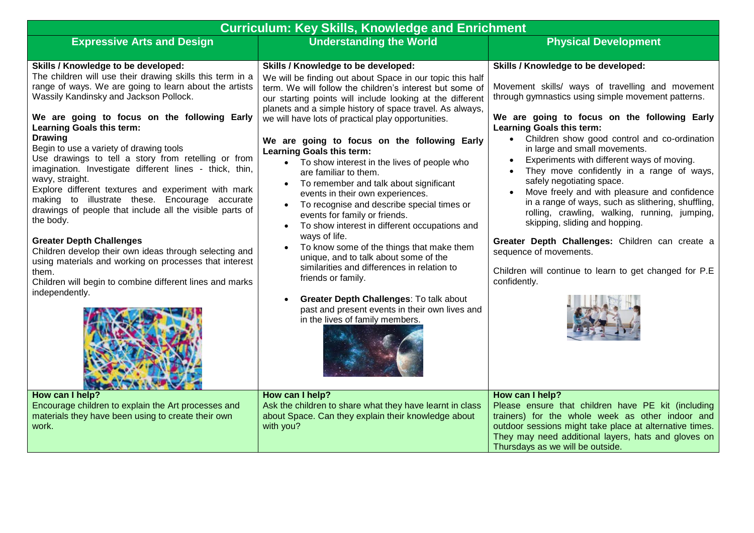# Curriculum: Key Skills, Knowledge and Enrichment

## Expressive Arts and Design

**Skills / Knowledge to be developed:**
The children will use their drawing skills this term in a range of ways. We are going to learn about the artists Wassily Kandinsky and Jackson Pollock.

**We are going to focus on the following Early Learning Goals this term:**

**Drawing**
Begin to use a variety of drawing tools
Use drawings to tell a story from retelling or from imagination. Investigate different lines - thick, thin, wavy, straight.
Explore different textures and experiment with mark making to illustrate these. Encourage accurate drawings of people that include all the visible parts of the body.

**Greater Depth Challenges**
Children develop their own ideas through selecting and using materials and working on processes that interest them.
Children will begin to combine different lines and marks independently.

**How can I help?**
Encourage children to explain the Art processes and materials they have been using to create their own work.

## Understanding the World

**Skills / Knowledge to be developed:**
We will be finding out about Space in our topic this half term. We will follow the children's interest but some of our starting points will include looking at the different planets and a simple history of space travel. As always, we will have lots of practical play opportunities.

**We are going to focus on the following Early Learning Goals this term:**

- To show interest in the lives of people who are familiar to them.
- To remember and talk about significant events in their own experiences.
- To recognise and describe special times or events for family or friends.
- To show interest in different occupations and ways of life.
- To know some of the things that make them unique, and to talk about some of the similarities and differences in relation to friends or family.

- **Greater Depth Challenges**: To talk about past and present events in their own lives and in the lives of family members.

**How can I help?**
Ask the children to share what they have learnt in class about Space. Can they explain their knowledge about with you?

## Physical Development

**Skills / Knowledge to be developed:**

Movement skills/ ways of travelling and movement through gymnastics using simple movement patterns.

**We are going to focus on the following Early Learning Goals this term:**

- Children show good control and co-ordination in large and small movements.
- Experiments with different ways of moving.
- They move confidently in a range of ways, safely negotiating space.
- Move freely and with pleasure and confidence in a range of ways, such as slithering, shuffling, rolling, crawling, walking, running, jumping, skipping, sliding and hopping.

**Greater Depth Challenges:** Children can create a sequence of movements.

Children will continue to learn to get changed for P.E confidently.

**How can I help?**
Please ensure that children have PE kit (including trainers) for the whole week as other indoor and outdoor sessions might take place at alternative times. They may need additional layers, hats and gloves on Thursdays as we will be outside.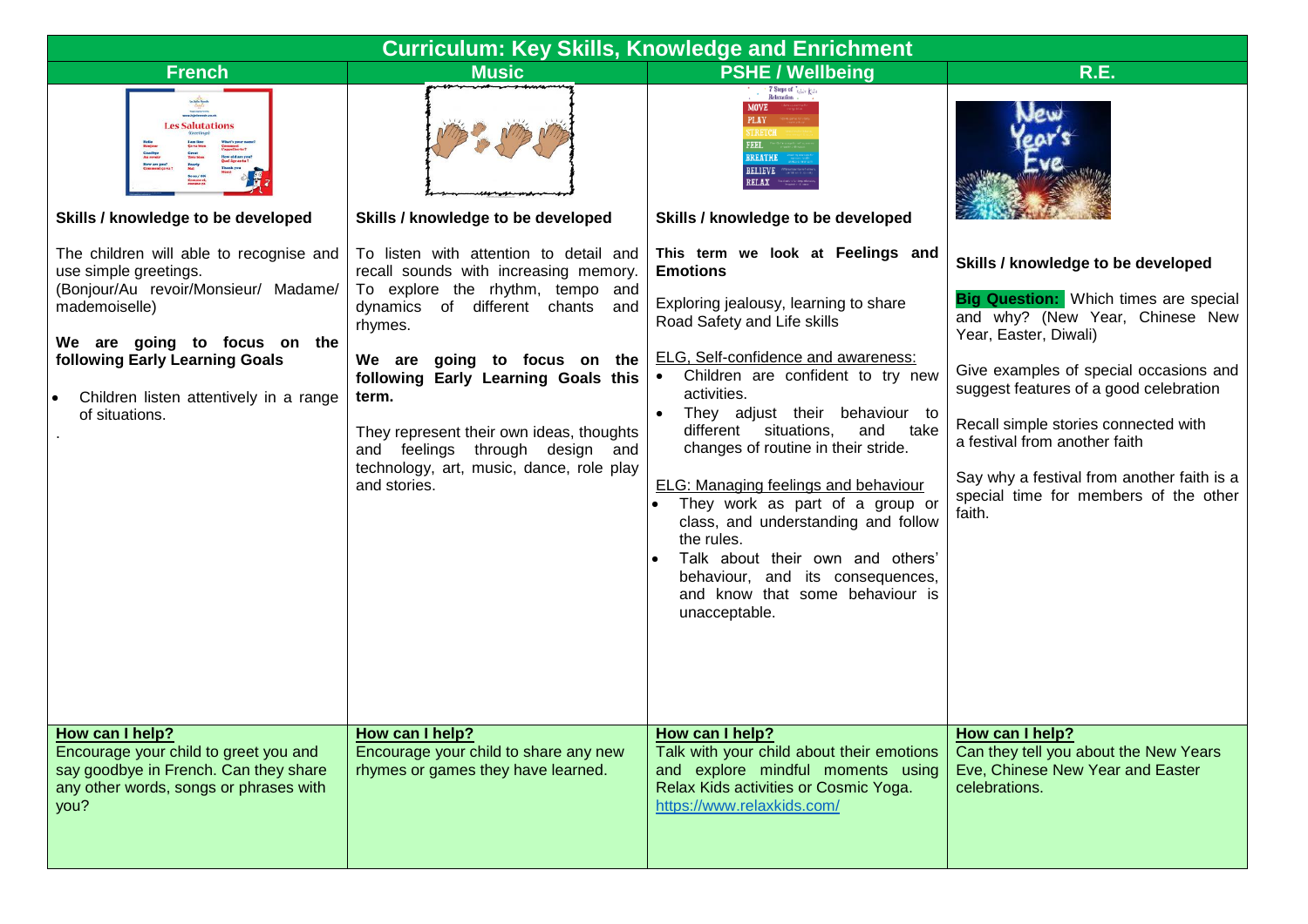# Curriculum: Key Skills, Knowledge and Enrichment

## French

### Skills / knowledge to be developed

The children will able to recognise and use simple greetings.
(Bonjour/Au revoir/Monsieur/ Madame/ mademoiselle)

**We are going to focus on the following Early Learning Goals**

- Children listen attentively in a range of situations.

.

**How can I help?**
Encourage your child to greet you and say goodbye in French. Can they share any other words, songs or phrases with you?

## Music

### Skills / knowledge to be developed

To listen with attention to detail and recall sounds with increasing memory.
To explore the rhythm, tempo and dynamics of different chants and rhymes.

**We are going to focus on the following Early Learning Goals this term.**

They represent their own ideas, thoughts and feelings through design and technology, art, music, dance, role play and stories.

**How can I help?**
Encourage your child to share any new rhymes or games they have learned.

## PSHE / Wellbeing

### Skills / knowledge to be developed

**This term we look at Feelings and Emotions**

Exploring jealousy, learning to share
Road Safety and Life skills

ELG, Self-confidence and awareness:

- Children are confident to try new activities.
- They adjust their behaviour to different situations, and take changes of routine in their stride.

ELG: Managing feelings and behaviour

- They work as part of a group or class, and understanding and follow the rules.
- Talk about their own and others' behaviour, and its consequences, and know that some behaviour is unacceptable.

**How can I help?**
Talk with your child about their emotions and explore mindful moments using Relax Kids activities or Cosmic Yoga.
https://www.relaxkids.com/

## R.E.

### Skills / knowledge to be developed

**Big Question:** Which times are special and why? (New Year, Chinese New Year, Easter, Diwali)

Give examples of special occasions and suggest features of a good celebration

Recall simple stories connected with a festival from another faith

Say why a festival from another faith is a special time for members of the other faith.

**How can I help?**
Can they tell you about the New Years Eve, Chinese New Year and Easter celebrations.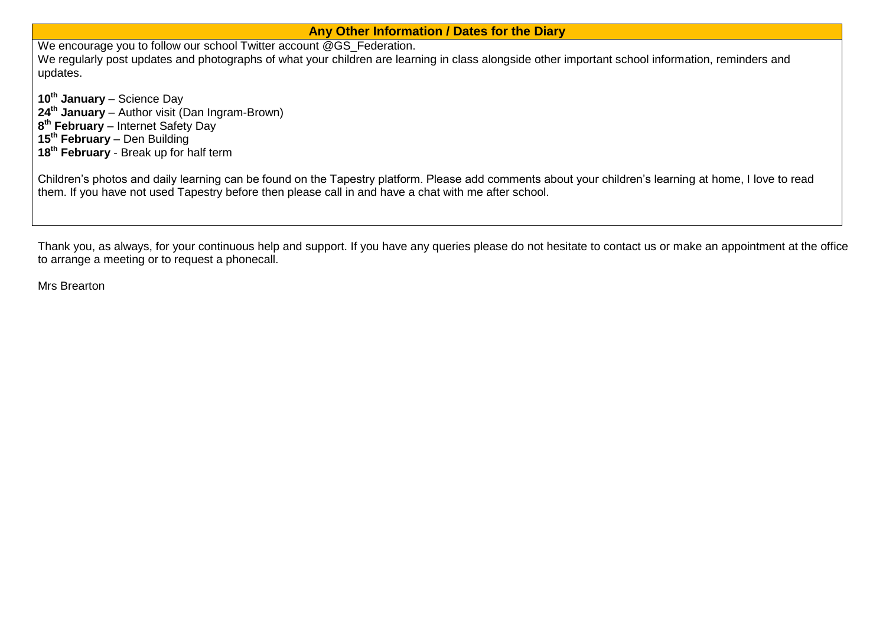## Any Other Information / Dates for the Diary

We encourage you to follow our school Twitter account @GS_Federation.
We regularly post updates and photographs of what your children are learning in class alongside other important school information, reminders and updates.

**10th January** – Science Day
**24th January** – Author visit (Dan Ingram-Brown)
**8th February** – Internet Safety Day
**15th February** – Den Building
**18th February** - Break up for half term

Children's photos and daily learning can be found on the Tapestry platform. Please add comments about your children's learning at home, I love to read them. If you have not used Tapestry before then please call in and have a chat with me after school.

Thank you, as always, for your continuous help and support. If you have any queries please do not hesitate to contact us or make an appointment at the office to arrange a meeting or to request a phonecall.

Mrs Brearton